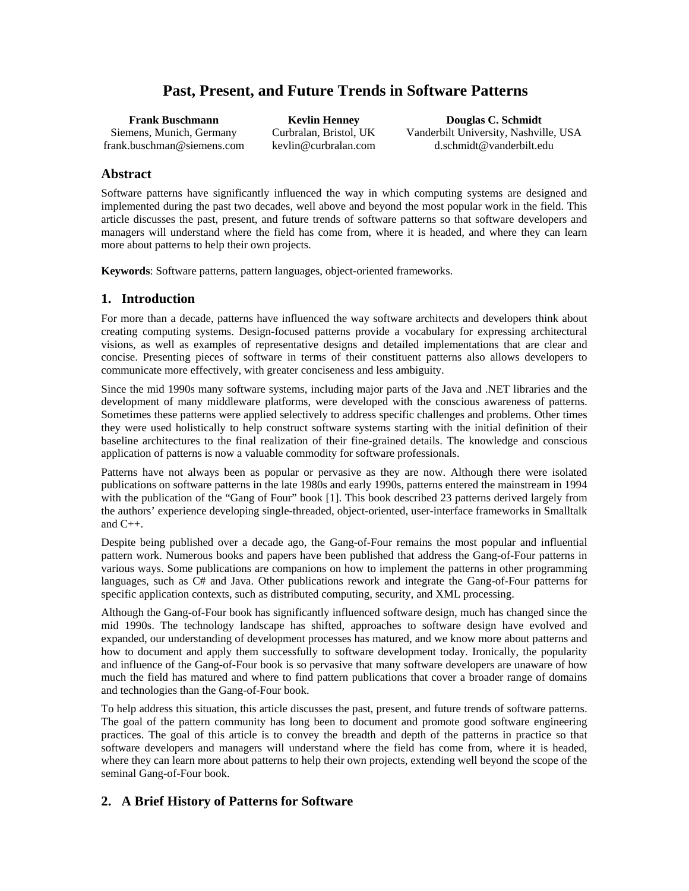# Past, Present, and Future Trends in Software Patterns

**Frank Buschmann**
Siemens, Munich, Germany
frank.buschman@siemens.com

**Kevlin Henney**
Curbralan, Bristol, UK
kevlin@curbralan.com

**Douglas C. Schmidt**
Vanderbilt University, Nashville, USA
d.schmidt@vanderbilt.edu

## Abstract

Software patterns have significantly influenced the way in which computing systems are designed and implemented during the past two decades, well above and beyond the most popular work in the field. This article discusses the past, present, and future trends of software patterns so that software developers and managers will understand where the field has come from, where it is headed, and where they can learn more about patterns to help their own projects.

**Keywords**: Software patterns, pattern languages, object-oriented frameworks.

## 1. Introduction

For more than a decade, patterns have influenced the way software architects and developers think about creating computing systems. Design-focused patterns provide a vocabulary for expressing architectural visions, as well as examples of representative designs and detailed implementations that are clear and concise. Presenting pieces of software in terms of their constituent patterns also allows developers to communicate more effectively, with greater conciseness and less ambiguity.

Since the mid 1990s many software systems, including major parts of the Java and .NET libraries and the development of many middleware platforms, were developed with the conscious awareness of patterns. Sometimes these patterns were applied selectively to address specific challenges and problems. Other times they were used holistically to help construct software systems starting with the initial definition of their baseline architectures to the final realization of their fine-grained details. The knowledge and conscious application of patterns is now a valuable commodity for software professionals.

Patterns have not always been as popular or pervasive as they are now. Although there were isolated publications on software patterns in the late 1980s and early 1990s, patterns entered the mainstream in 1994 with the publication of the "Gang of Four" book [1]. This book described 23 patterns derived largely from the authors' experience developing single-threaded, object-oriented, user-interface frameworks in Smalltalk and C++.

Despite being published over a decade ago, the Gang-of-Four remains the most popular and influential pattern work. Numerous books and papers have been published that address the Gang-of-Four patterns in various ways. Some publications are companions on how to implement the patterns in other programming languages, such as C# and Java. Other publications rework and integrate the Gang-of-Four patterns for specific application contexts, such as distributed computing, security, and XML processing.

Although the Gang-of-Four book has significantly influenced software design, much has changed since the mid 1990s. The technology landscape has shifted, approaches to software design have evolved and expanded, our understanding of development processes has matured, and we know more about patterns and how to document and apply them successfully to software development today. Ironically, the popularity and influence of the Gang-of-Four book is so pervasive that many software developers are unaware of how much the field has matured and where to find pattern publications that cover a broader range of domains and technologies than the Gang-of-Four book.

To help address this situation, this article discusses the past, present, and future trends of software patterns. The goal of the pattern community has long been to document and promote good software engineering practices. The goal of this article is to convey the breadth and depth of the patterns in practice so that software developers and managers will understand where the field has come from, where it is headed, where they can learn more about patterns to help their own projects, extending well beyond the scope of the seminal Gang-of-Four book.

## 2. A Brief History of Patterns for Software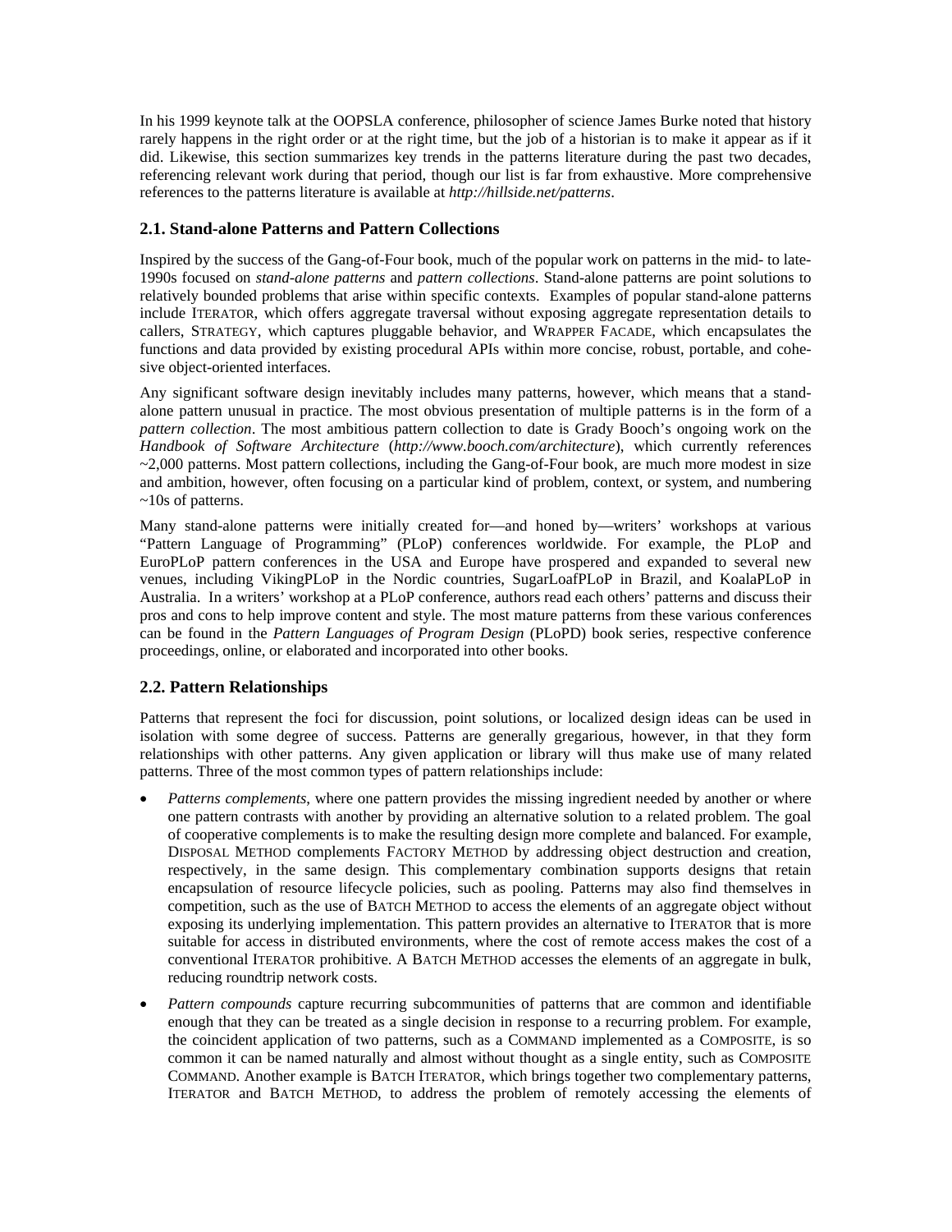In his 1999 keynote talk at the OOPSLA conference, philosopher of science James Burke noted that history rarely happens in the right order or at the right time, but the job of a historian is to make it appear as if it did. Likewise, this section summarizes key trends in the patterns literature during the past two decades, referencing relevant work during that period, though our list is far from exhaustive. More comprehensive references to the patterns literature is available at *http://hillside.net/patterns*.

### 2.1. Stand-alone Patterns and Pattern Collections

Inspired by the success of the Gang-of-Four book, much of the popular work on patterns in the mid- to late-1990s focused on *stand-alone patterns* and *pattern collections*. Stand-alone patterns are point solutions to relatively bounded problems that arise within specific contexts. Examples of popular stand-alone patterns include ITERATOR, which offers aggregate traversal without exposing aggregate representation details to callers, STRATEGY, which captures pluggable behavior, and WRAPPER FACADE, which encapsulates the functions and data provided by existing procedural APIs within more concise, robust, portable, and cohesive object-oriented interfaces.

Any significant software design inevitably includes many patterns, however, which means that a stand-alone pattern unusual in practice. The most obvious presentation of multiple patterns is in the form of a *pattern collection*. The most ambitious pattern collection to date is Grady Booch's ongoing work on the *Handbook of Software Architecture* (*http://www.booch.com/architecture*), which currently references ~2,000 patterns. Most pattern collections, including the Gang-of-Four book, are much more modest in size and ambition, however, often focusing on a particular kind of problem, context, or system, and numbering ~10s of patterns.

Many stand-alone patterns were initially created for—and honed by—writers' workshops at various "Pattern Language of Programming" (PLoP) conferences worldwide. For example, the PLoP and EuroPLoP pattern conferences in the USA and Europe have prospered and expanded to several new venues, including VikingPLoP in the Nordic countries, SugarLoafPLoP in Brazil, and KoalaPLoP in Australia. In a writers' workshop at a PLoP conference, authors read each others' patterns and discuss their pros and cons to help improve content and style. The most mature patterns from these various conferences can be found in the *Pattern Languages of Program Design* (PLoPD) book series, respective conference proceedings, online, or elaborated and incorporated into other books.

### 2.2. Pattern Relationships

Patterns that represent the foci for discussion, point solutions, or localized design ideas can be used in isolation with some degree of success. Patterns are generally gregarious, however, in that they form relationships with other patterns. Any given application or library will thus make use of many related patterns. Three of the most common types of pattern relationships include:

- *Patterns complements*, where one pattern provides the missing ingredient needed by another or where one pattern contrasts with another by providing an alternative solution to a related problem. The goal of cooperative complements is to make the resulting design more complete and balanced. For example, DISPOSAL METHOD complements FACTORY METHOD by addressing object destruction and creation, respectively, in the same design. This complementary combination supports designs that retain encapsulation of resource lifecycle policies, such as pooling. Patterns may also find themselves in competition, such as the use of BATCH METHOD to access the elements of an aggregate object without exposing its underlying implementation. This pattern provides an alternative to ITERATOR that is more suitable for access in distributed environments, where the cost of remote access makes the cost of a conventional ITERATOR prohibitive. A BATCH METHOD accesses the elements of an aggregate in bulk, reducing roundtrip network costs.
- *Pattern compounds* capture recurring subcommunities of patterns that are common and identifiable enough that they can be treated as a single decision in response to a recurring problem. For example, the coincident application of two patterns, such as a COMMAND implemented as a COMPOSITE, is so common it can be named naturally and almost without thought as a single entity, such as COMPOSITE COMMAND. Another example is BATCH ITERATOR, which brings together two complementary patterns, ITERATOR and BATCH METHOD, to address the problem of remotely accessing the elements of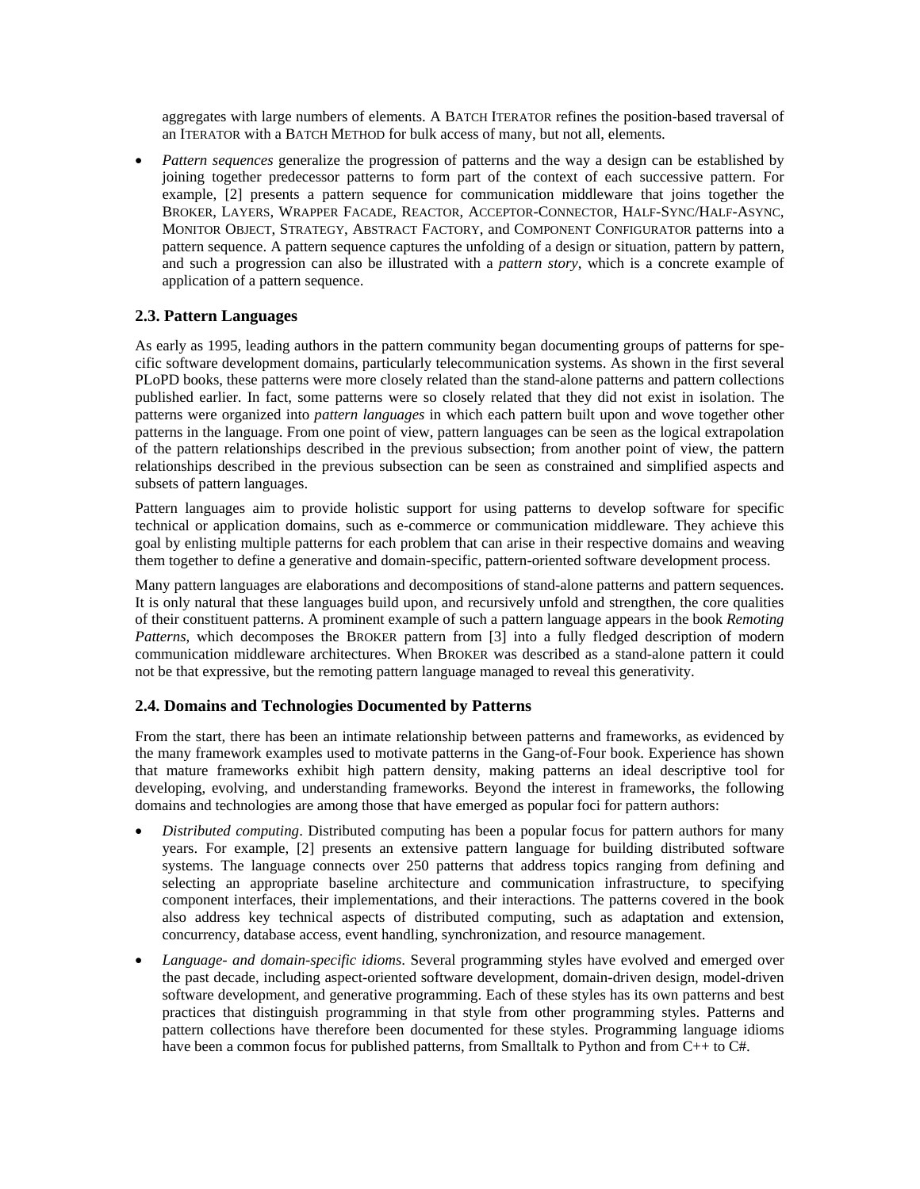aggregates with large numbers of elements. A BATCH ITERATOR refines the position-based traversal of an ITERATOR with a BATCH METHOD for bulk access of many, but not all, elements.

- *Pattern sequences* generalize the progression of patterns and the way a design can be established by joining together predecessor patterns to form part of the context of each successive pattern. For example, [2] presents a pattern sequence for communication middleware that joins together the BROKER, LAYERS, WRAPPER FACADE, REACTOR, ACCEPTOR-CONNECTOR, HALF-SYNC/HALF-ASYNC, MONITOR OBJECT, STRATEGY, ABSTRACT FACTORY, and COMPONENT CONFIGURATOR patterns into a pattern sequence. A pattern sequence captures the unfolding of a design or situation, pattern by pattern, and such a progression can also be illustrated with a *pattern story*, which is a concrete example of application of a pattern sequence.

### 2.3. Pattern Languages

As early as 1995, leading authors in the pattern community began documenting groups of patterns for specific software development domains, particularly telecommunication systems. As shown in the first several PLoPD books, these patterns were more closely related than the stand-alone patterns and pattern collections published earlier. In fact, some patterns were so closely related that they did not exist in isolation. The patterns were organized into *pattern languages* in which each pattern built upon and wove together other patterns in the language. From one point of view, pattern languages can be seen as the logical extrapolation of the pattern relationships described in the previous subsection; from another point of view, the pattern relationships described in the previous subsection can be seen as constrained and simplified aspects and subsets of pattern languages.

Pattern languages aim to provide holistic support for using patterns to develop software for specific technical or application domains, such as e-commerce or communication middleware. They achieve this goal by enlisting multiple patterns for each problem that can arise in their respective domains and weaving them together to define a generative and domain-specific, pattern-oriented software development process.

Many pattern languages are elaborations and decompositions of stand-alone patterns and pattern sequences. It is only natural that these languages build upon, and recursively unfold and strengthen, the core qualities of their constituent patterns. A prominent example of such a pattern language appears in the book *Remoting Patterns*, which decomposes the BROKER pattern from [3] into a fully fledged description of modern communication middleware architectures. When BROKER was described as a stand-alone pattern it could not be that expressive, but the remoting pattern language managed to reveal this generativity.

### 2.4. Domains and Technologies Documented by Patterns

From the start, there has been an intimate relationship between patterns and frameworks, as evidenced by the many framework examples used to motivate patterns in the Gang-of-Four book. Experience has shown that mature frameworks exhibit high pattern density, making patterns an ideal descriptive tool for developing, evolving, and understanding frameworks. Beyond the interest in frameworks, the following domains and technologies are among those that have emerged as popular foci for pattern authors:

- *Distributed computing*. Distributed computing has been a popular focus for pattern authors for many years. For example, [2] presents an extensive pattern language for building distributed software systems. The language connects over 250 patterns that address topics ranging from defining and selecting an appropriate baseline architecture and communication infrastructure, to specifying component interfaces, their implementations, and their interactions. The patterns covered in the book also address key technical aspects of distributed computing, such as adaptation and extension, concurrency, database access, event handling, synchronization, and resource management.
- *Language- and domain-specific idioms*. Several programming styles have evolved and emerged over the past decade, including aspect-oriented software development, domain-driven design, model-driven software development, and generative programming. Each of these styles has its own patterns and best practices that distinguish programming in that style from other programming styles. Patterns and pattern collections have therefore been documented for these styles. Programming language idioms have been a common focus for published patterns, from Smalltalk to Python and from C++ to C#.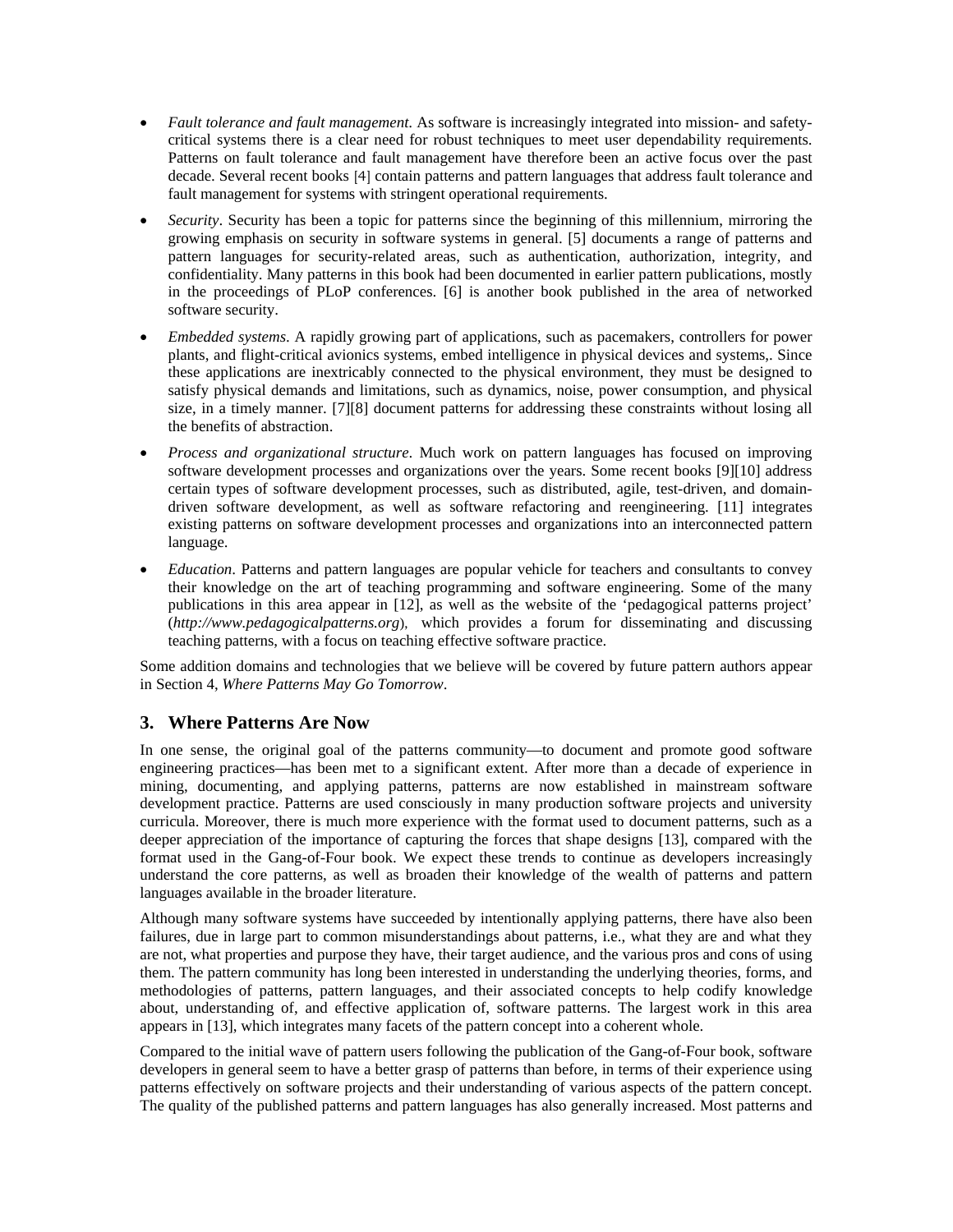- *Fault tolerance and fault management*. As software is increasingly integrated into mission- and safety-critical systems there is a clear need for robust techniques to meet user dependability requirements. Patterns on fault tolerance and fault management have therefore been an active focus over the past decade. Several recent books [4] contain patterns and pattern languages that address fault tolerance and fault management for systems with stringent operational requirements.
- *Security*. Security has been a topic for patterns since the beginning of this millennium, mirroring the growing emphasis on security in software systems in general. [5] documents a range of patterns and pattern languages for security-related areas, such as authentication, authorization, integrity, and confidentiality. Many patterns in this book had been documented in earlier pattern publications, mostly in the proceedings of PLoP conferences. [6] is another book published in the area of networked software security.
- *Embedded systems*. A rapidly growing part of applications, such as pacemakers, controllers for power plants, and flight-critical avionics systems, embed intelligence in physical devices and systems,. Since these applications are inextricably connected to the physical environment, they must be designed to satisfy physical demands and limitations, such as dynamics, noise, power consumption, and physical size, in a timely manner. [7][8] document patterns for addressing these constraints without losing all the benefits of abstraction.
- *Process and organizational structure*. Much work on pattern languages has focused on improving software development processes and organizations over the years. Some recent books [9][10] address certain types of software development processes, such as distributed, agile, test-driven, and domain-driven software development, as well as software refactoring and reengineering. [11] integrates existing patterns on software development processes and organizations into an interconnected pattern language.
- *Education*. Patterns and pattern languages are popular vehicle for teachers and consultants to convey their knowledge on the art of teaching programming and software engineering. Some of the many publications in this area appear in [12], as well as the website of the 'pedagogical patterns project' (*http://www.pedagogicalpatterns.org*), which provides a forum for disseminating and discussing teaching patterns, with a focus on teaching effective software practice.

Some addition domains and technologies that we believe will be covered by future pattern authors appear in Section 4, *Where Patterns May Go Tomorrow*.

## 3. Where Patterns Are Now

In one sense, the original goal of the patterns community—to document and promote good software engineering practices—has been met to a significant extent. After more than a decade of experience in mining, documenting, and applying patterns, patterns are now established in mainstream software development practice. Patterns are used consciously in many production software projects and university curricula. Moreover, there is much more experience with the format used to document patterns, such as a deeper appreciation of the importance of capturing the forces that shape designs [13], compared with the format used in the Gang-of-Four book. We expect these trends to continue as developers increasingly understand the core patterns, as well as broaden their knowledge of the wealth of patterns and pattern languages available in the broader literature.

Although many software systems have succeeded by intentionally applying patterns, there have also been failures, due in large part to common misunderstandings about patterns, i.e., what they are and what they are not, what properties and purpose they have, their target audience, and the various pros and cons of using them. The pattern community has long been interested in understanding the underlying theories, forms, and methodologies of patterns, pattern languages, and their associated concepts to help codify knowledge about, understanding of, and effective application of, software patterns. The largest work in this area appears in [13], which integrates many facets of the pattern concept into a coherent whole.

Compared to the initial wave of pattern users following the publication of the Gang-of-Four book, software developers in general seem to have a better grasp of patterns than before, in terms of their experience using patterns effectively on software projects and their understanding of various aspects of the pattern concept. The quality of the published patterns and pattern languages has also generally increased. Most patterns and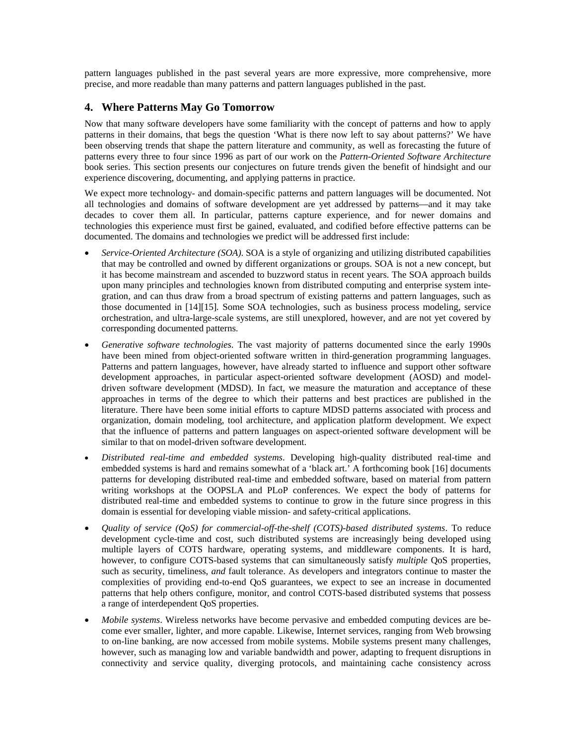pattern languages published in the past several years are more expressive, more comprehensive, more precise, and more readable than many patterns and pattern languages published in the past.

## 4. Where Patterns May Go Tomorrow

Now that many software developers have some familiarity with the concept of patterns and how to apply patterns in their domains, that begs the question 'What is there now left to say about patterns?' We have been observing trends that shape the pattern literature and community, as well as forecasting the future of patterns every three to four since 1996 as part of our work on the *Pattern-Oriented Software Architecture* book series. This section presents our conjectures on future trends given the benefit of hindsight and our experience discovering, documenting, and applying patterns in practice.

We expect more technology- and domain-specific patterns and pattern languages will be documented. Not all technologies and domains of software development are yet addressed by patterns—and it may take decades to cover them all. In particular, patterns capture experience, and for newer domains and technologies this experience must first be gained, evaluated, and codified before effective patterns can be documented. The domains and technologies we predict will be addressed first include:

- *Service-Oriented Architecture (SOA)*. SOA is a style of organizing and utilizing distributed capabilities that may be controlled and owned by different organizations or groups. SOA is not a new concept, but it has become mainstream and ascended to buzzword status in recent years. The SOA approach builds upon many principles and technologies known from distributed computing and enterprise system integration, and can thus draw from a broad spectrum of existing patterns and pattern languages, such as those documented in [14][15]. Some SOA technologies, such as business process modeling, service orchestration, and ultra-large-scale systems, are still unexplored, however, and are not yet covered by corresponding documented patterns.
- *Generative software technologies*. The vast majority of patterns documented since the early 1990s have been mined from object-oriented software written in third-generation programming languages. Patterns and pattern languages, however, have already started to influence and support other software development approaches, in particular aspect-oriented software development (AOSD) and model-driven software development (MDSD). In fact, we measure the maturation and acceptance of these approaches in terms of the degree to which their patterns and best practices are published in the literature. There have been some initial efforts to capture MDSD patterns associated with process and organization, domain modeling, tool architecture, and application platform development. We expect that the influence of patterns and pattern languages on aspect-oriented software development will be similar to that on model-driven software development.
- *Distributed real-time and embedded systems*. Developing high-quality distributed real-time and embedded systems is hard and remains somewhat of a 'black art.' A forthcoming book [16] documents patterns for developing distributed real-time and embedded software, based on material from pattern writing workshops at the OOPSLA and PLoP conferences. We expect the body of patterns for distributed real-time and embedded systems to continue to grow in the future since progress in this domain is essential for developing viable mission- and safety-critical applications.
- *Quality of service (QoS) for commercial-off-the-shelf (COTS)-based distributed systems*. To reduce development cycle-time and cost, such distributed systems are increasingly being developed using multiple layers of COTS hardware, operating systems, and middleware components. It is hard, however, to configure COTS-based systems that can simultaneously satisfy *multiple* QoS properties, such as security, timeliness, *and* fault tolerance. As developers and integrators continue to master the complexities of providing end-to-end QoS guarantees, we expect to see an increase in documented patterns that help others configure, monitor, and control COTS-based distributed systems that possess a range of interdependent QoS properties.
- *Mobile systems*. Wireless networks have become pervasive and embedded computing devices are become ever smaller, lighter, and more capable. Likewise, Internet services, ranging from Web browsing to on-line banking, are now accessed from mobile systems. Mobile systems present many challenges, however, such as managing low and variable bandwidth and power, adapting to frequent disruptions in connectivity and service quality, diverging protocols, and maintaining cache consistency across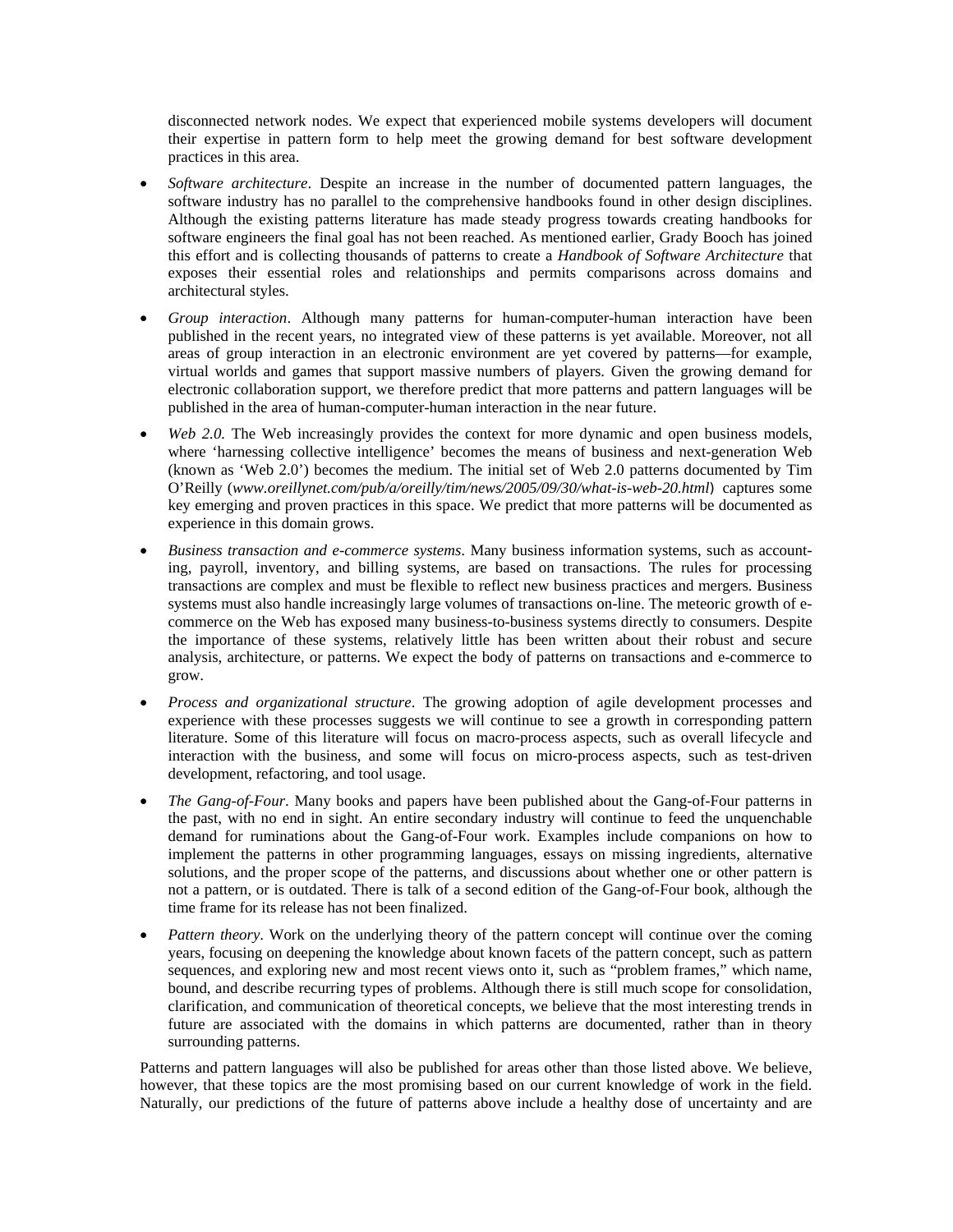disconnected network nodes. We expect that experienced mobile systems developers will document their expertise in pattern form to help meet the growing demand for best software development practices in this area.

- *Software architecture*. Despite an increase in the number of documented pattern languages, the software industry has no parallel to the comprehensive handbooks found in other design disciplines. Although the existing patterns literature has made steady progress towards creating handbooks for software engineers the final goal has not been reached. As mentioned earlier, Grady Booch has joined this effort and is collecting thousands of patterns to create a *Handbook of Software Architecture* that exposes their essential roles and relationships and permits comparisons across domains and architectural styles.

- *Group interaction*. Although many patterns for human-computer-human interaction have been published in the recent years, no integrated view of these patterns is yet available. Moreover, not all areas of group interaction in an electronic environment are yet covered by patterns—for example, virtual worlds and games that support massive numbers of players. Given the growing demand for electronic collaboration support, we therefore predict that more patterns and pattern languages will be published in the area of human-computer-human interaction in the near future.

- *Web 2.0.* The Web increasingly provides the context for more dynamic and open business models, where 'harnessing collective intelligence' becomes the means of business and next-generation Web (known as 'Web 2.0') becomes the medium. The initial set of Web 2.0 patterns documented by Tim O'Reilly (*www.oreillynet.com/pub/a/oreilly/tim/news/2005/09/30/what-is-web-20.html*) captures some key emerging and proven practices in this space. We predict that more patterns will be documented as experience in this domain grows.

- *Business transaction and e-commerce systems*. Many business information systems, such as accounting, payroll, inventory, and billing systems, are based on transactions. The rules for processing transactions are complex and must be flexible to reflect new business practices and mergers. Business systems must also handle increasingly large volumes of transactions on-line. The meteoric growth of e-commerce on the Web has exposed many business-to-business systems directly to consumers. Despite the importance of these systems, relatively little has been written about their robust and secure analysis, architecture, or patterns. We expect the body of patterns on transactions and e-commerce to grow.

- *Process and organizational structure*. The growing adoption of agile development processes and experience with these processes suggests we will continue to see a growth in corresponding pattern literature. Some of this literature will focus on macro-process aspects, such as overall lifecycle and interaction with the business, and some will focus on micro-process aspects, such as test-driven development, refactoring, and tool usage.

- *The Gang-of-Four*. Many books and papers have been published about the Gang-of-Four patterns in the past, with no end in sight. An entire secondary industry will continue to feed the unquenchable demand for ruminations about the Gang-of-Four work. Examples include companions on how to implement the patterns in other programming languages, essays on missing ingredients, alternative solutions, and the proper scope of the patterns, and discussions about whether one or other pattern is not a pattern, or is outdated. There is talk of a second edition of the Gang-of-Four book, although the time frame for its release has not been finalized.

- *Pattern theory*. Work on the underlying theory of the pattern concept will continue over the coming years, focusing on deepening the knowledge about known facets of the pattern concept, such as pattern sequences, and exploring new and most recent views onto it, such as "problem frames," which name, bound, and describe recurring types of problems. Although there is still much scope for consolidation, clarification, and communication of theoretical concepts, we believe that the most interesting trends in future are associated with the domains in which patterns are documented, rather than in theory surrounding patterns.

Patterns and pattern languages will also be published for areas other than those listed above. We believe, however, that these topics are the most promising based on our current knowledge of work in the field. Naturally, our predictions of the future of patterns above include a healthy dose of uncertainty and are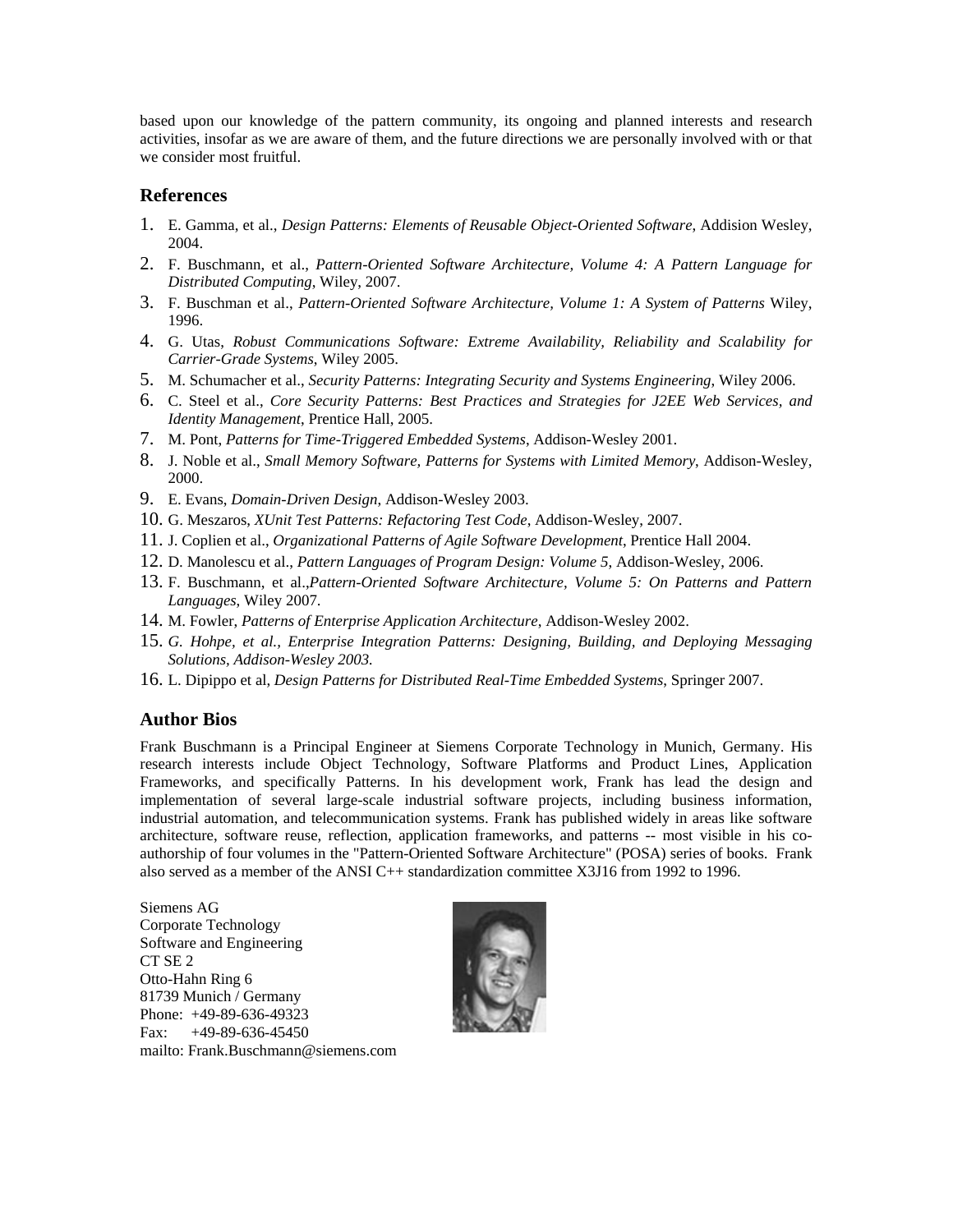based upon our knowledge of the pattern community, its ongoing and planned interests and research activities, insofar as we are aware of them, and the future directions we are personally involved with or that we consider most fruitful.

## References

1. E. Gamma, et al., *Design Patterns: Elements of Reusable Object-Oriented Software*, Addision Wesley, 2004.
2. F. Buschmann, et al., *Pattern-Oriented Software Architecture, Volume 4: A Pattern Language for Distributed Computing*, Wiley, 2007.
3. F. Buschman et al., *Pattern-Oriented Software Architecture, Volume 1: A System of Patterns* Wiley, 1996.
4. G. Utas, *Robust Communications Software: Extreme Availability, Reliability and Scalability for Carrier-Grade Systems*, Wiley 2005.
5. M. Schumacher et al., *Security Patterns: Integrating Security and Systems Engineering*, Wiley 2006.
6. C. Steel et al., *Core Security Patterns: Best Practices and Strategies for J2EE Web Services, and Identity Management*, Prentice Hall, 2005.
7. M. Pont, *Patterns for Time-Triggered Embedded Systems*, Addison-Wesley 2001.
8. J. Noble et al., *Small Memory Software, Patterns for Systems with Limited Memory*, Addison-Wesley, 2000.
9. E. Evans, *Domain-Driven Design*, Addison-Wesley 2003.
10. G. Meszaros, *XUnit Test Patterns: Refactoring Test Code*, Addison-Wesley, 2007.
11. J. Coplien et al., *Organizational Patterns of Agile Software Development*, Prentice Hall 2004.
12. D. Manolescu et al., *Pattern Languages of Program Design: Volume 5*, Addison-Wesley, 2006.
13. F. Buschmann, et al.,*Pattern-Oriented Software Architecture, Volume 5: On Patterns and Pattern Languages*, Wiley 2007.
14. M. Fowler, *Patterns of Enterprise Application Architecture*, Addison-Wesley 2002.
15. *G. Hohpe, et al., Enterprise Integration Patterns: Designing, Building, and Deploying Messaging Solutions, Addison-Wesley 2003.*
16. L. Dipippo et al, *Design Patterns for Distributed Real-Time Embedded Systems*, Springer 2007.

## Author Bios

Frank Buschmann is a Principal Engineer at Siemens Corporate Technology in Munich, Germany. His research interests include Object Technology, Software Platforms and Product Lines, Application Frameworks, and specifically Patterns. In his development work, Frank has lead the design and implementation of several large-scale industrial software projects, including business information, industrial automation, and telecommunication systems. Frank has published widely in areas like software architecture, software reuse, reflection, application frameworks, and patterns -- most visible in his co-authorship of four volumes in the "Pattern-Oriented Software Architecture" (POSA) series of books. Frank also served as a member of the ANSI C++ standardization committee X3J16 from 1992 to 1996.

Siemens AG
Corporate Technology
Software and Engineering
CT SE 2
Otto-Hahn Ring 6
81739 Munich / Germany
Phone: +49-89-636-49323
Fax: +49-89-636-45450
mailto: Frank.Buschmann@siemens.com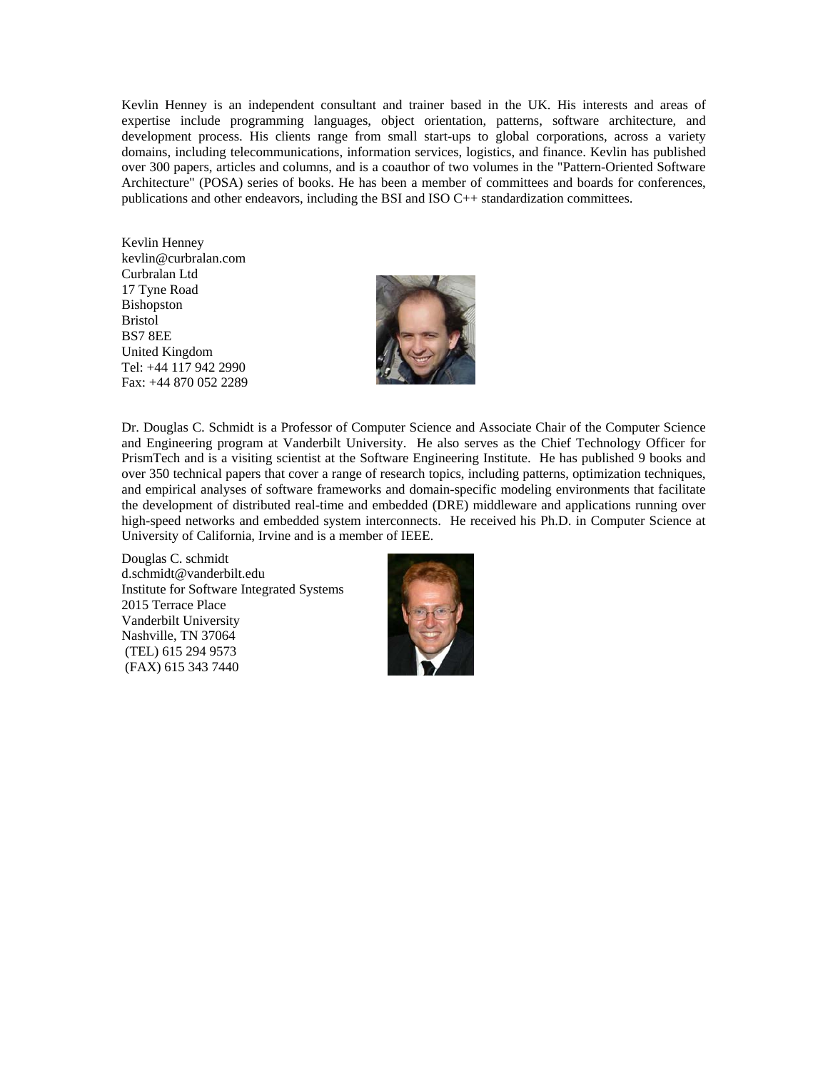Kevlin Henney is an independent consultant and trainer based in the UK. His interests and areas of expertise include programming languages, object orientation, patterns, software architecture, and development process. His clients range from small start-ups to global corporations, across a variety domains, including telecommunications, information services, logistics, and finance. Kevlin has published over 300 papers, articles and columns, and is a coauthor of two volumes in the "Pattern-Oriented Software Architecture" (POSA) series of books. He has been a member of committees and boards for conferences, publications and other endeavors, including the BSI and ISO C++ standardization committees.

Kevlin Henney  
kevlin@curbralan.com  
Curbralan Ltd  
17 Tyne Road  
Bishopston  
Bristol  
BS7 8EE  
United Kingdom  
Tel: +44 117 942 2990  
Fax: +44 870 052 2289

Dr. Douglas C. Schmidt is a Professor of Computer Science and Associate Chair of the Computer Science and Engineering program at Vanderbilt University. He also serves as the Chief Technology Officer for PrismTech and is a visiting scientist at the Software Engineering Institute. He has published 9 books and over 350 technical papers that cover a range of research topics, including patterns, optimization techniques, and empirical analyses of software frameworks and domain-specific modeling environments that facilitate the development of distributed real-time and embedded (DRE) middleware and applications running over high-speed networks and embedded system interconnects. He received his Ph.D. in Computer Science at University of California, Irvine and is a member of IEEE.

Douglas C. schmidt  
d.schmidt@vanderbilt.edu  
Institute for Software Integrated Systems  
2015 Terrace Place  
Vanderbilt University  
Nashville, TN 37064  
(TEL) 615 294 9573  
(FAX) 615 343 7440